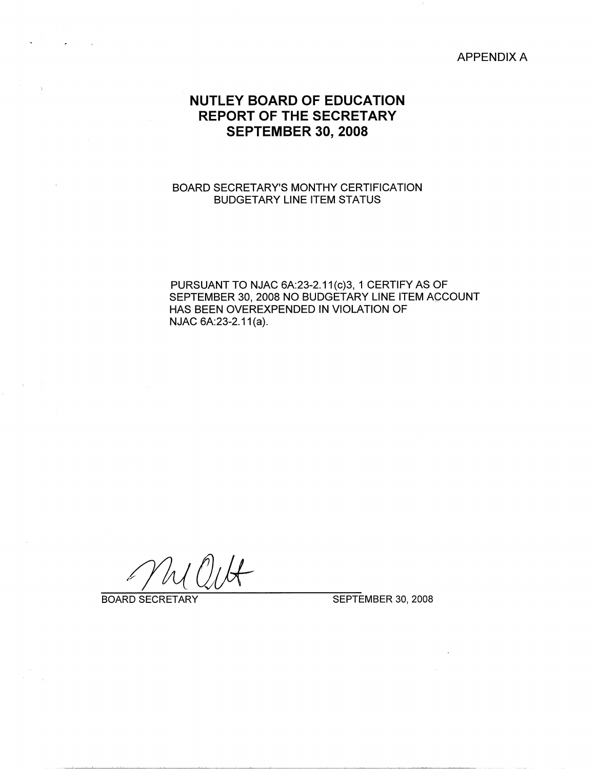APPENDIX A

# NUTLEY BOARD OF EDUCATION
# REPORT OF THE SECRETARY
# SEPTEMBER 30, 2008

BOARD SECRETARY'S MONTHY CERTIFICATION
BUDGETARY LINE ITEM STATUS

PURSUANT TO NJAC 6A:23-2.11(c)3, 1 CERTIFY AS OF SEPTEMBER 30, 2008 NO BUDGETARY LINE ITEM ACCOUNT HAS BEEN OVEREXPENDED IN VIOLATION OF NJAC 6A:23-2.11(a).

BOARD SECRETARY SEPTEMBER 30, 2008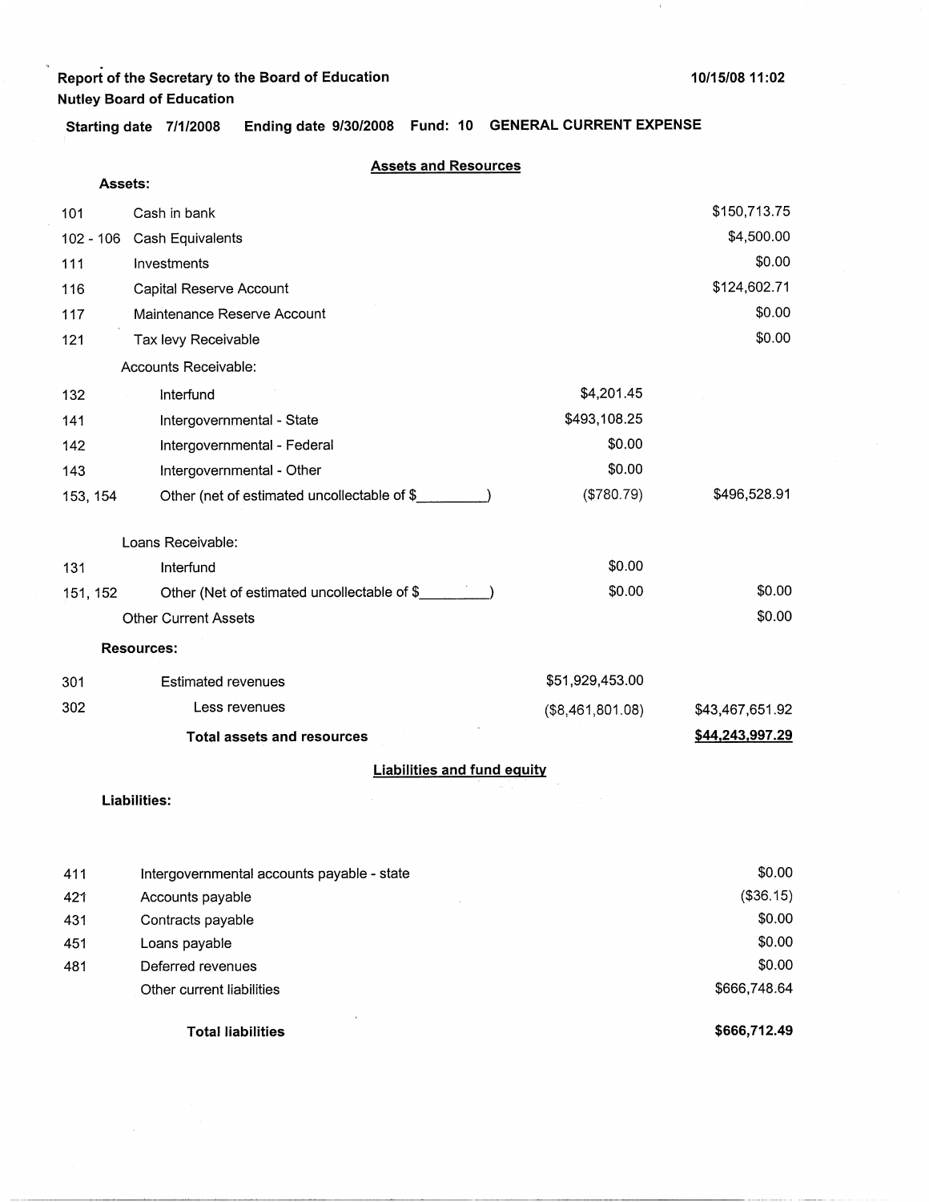**Report of the Secretary to the Board of Education**
**Nutley Board of Education**

10/15/08 11:02

**Starting date 7/1/2008 Ending date 9/30/2008 Fund: 10 GENERAL CURRENT EXPENSE**

## Assets and Resources

**Assets:**

| Code | Description | | Amount |
|---|---|---|---|
| 101 | Cash in bank | | $150,713.75 |
| 102 - 106 | Cash Equivalents | | $4,500.00 |
| 111 | Investments | | $0.00 |
| 116 | Capital Reserve Account | | $124,602.71 |
| 117 | Maintenance Reserve Account | | $0.00 |
| 121 | Tax levy Receivable | | $0.00 |
| | Accounts Receivable: | | |
| 132 | Interfund | $4,201.45 | |
| 141 | Intergovernmental - State | $493,108.25 | |
| 142 | Intergovernmental - Federal | $0.00 | |
| 143 | Intergovernmental - Other | $0.00 | |
| 153, 154 | Other (net of estimated uncollectable of $_________) | ($780.79) | $496,528.91 |
| | Loans Receivable: | | |
| 131 | Interfund | $0.00 | |
| 151, 152 | Other (Net of estimated uncollectable of $_________) | $0.00 | $0.00 |
| | Other Current Assets | | $0.00 |

**Resources:**

| Code | Description | | Amount |
|---|---|---|---|
| 301 | Estimated revenues | $51,929,453.00 | |
| 302 | Less revenues | ($8,461,801.08) | $43,467,651.92 |
| | **Total assets and resources** | | **$44,243,997.29** |

## Liabilities and fund equity

**Liabilities:**

| Code | Description | Amount |
|---|---|---|
| 411 | Intergovernmental accounts payable - state | $0.00 |
| 421 | Accounts payable | ($36.15) |
| 431 | Contracts payable | $0.00 |
| 451 | Loans payable | $0.00 |
| 481 | Deferred revenues | $0.00 |
| | Other current liabilities | $666,748.64 |
| | **Total liabilities** | **$666,712.49** |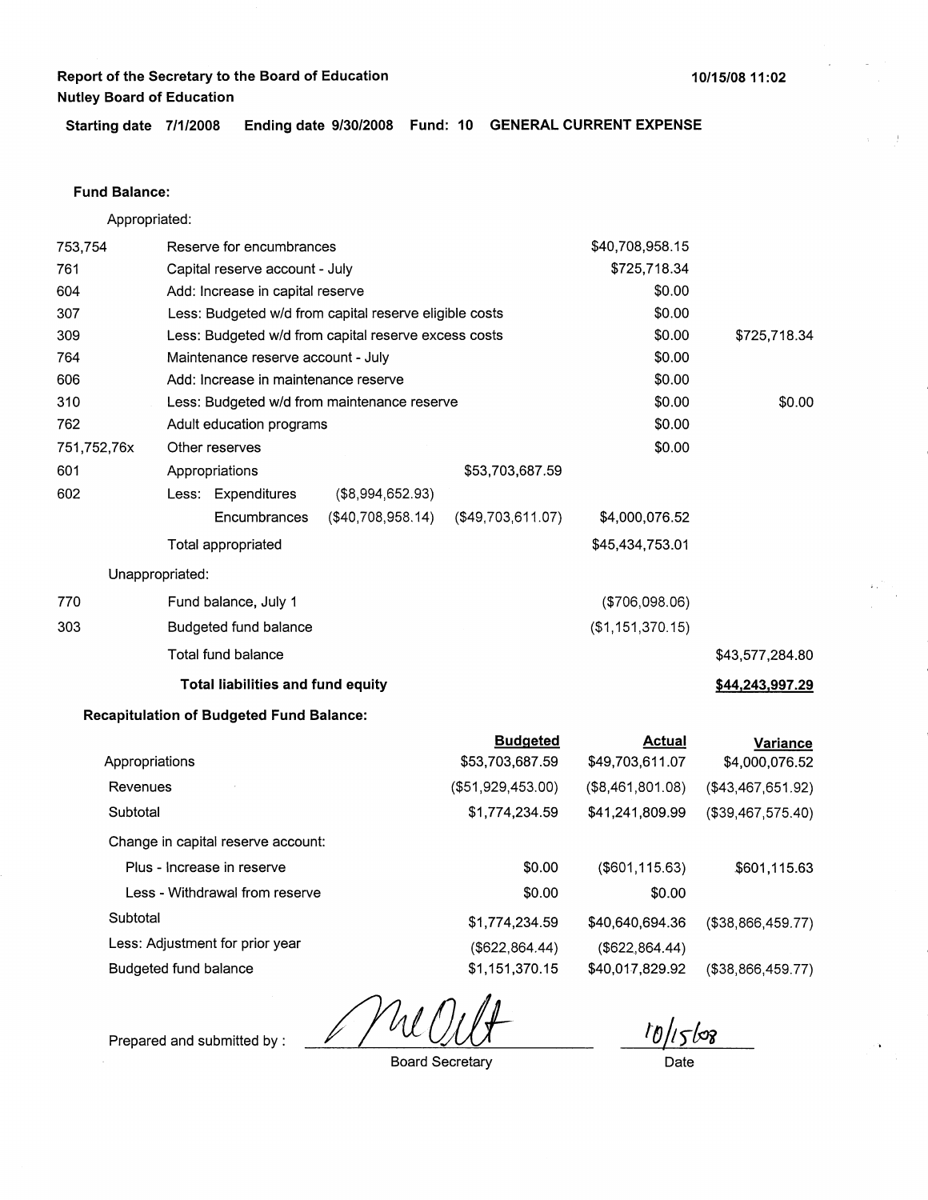**Report of the Secretary to the Board of Education**
**Nutley Board of Education**

10/15/08 11:02

**Starting date 7/1/2008 Ending date 9/30/2008 Fund: 10 GENERAL CURRENT EXPENSE**

**Fund Balance:**

Appropriated:

| | | | | | |
|---|---|---|---|---|---|
| 753,754 | Reserve for encumbrances | | | $40,708,958.15 | |
| 761 | Capital reserve account - July | | | $725,718.34 | |
| 604 | Add: Increase in capital reserve | | | $0.00 | |
| 307 | Less: Budgeted w/d from capital reserve eligible costs | | | $0.00 | |
| 309 | Less: Budgeted w/d from capital reserve excess costs | | | $0.00 | $725,718.34 |
| 764 | Maintenance reserve account - July | | | $0.00 | |
| 606 | Add: Increase in maintenance reserve | | | $0.00 | |
| 310 | Less: Budgeted w/d from maintenance reserve | | | $0.00 | $0.00 |
| 762 | Adult education programs | | | $0.00 | |
| 751,752,76x | Other reserves | | | $0.00 | |
| 601 | Appropriations | | $53,703,687.59 | | |
| 602 | Less: Expenditures | ($8,994,652.93) | | | |
| | Encumbrances | ($40,708,958.14) | ($49,703,611.07) | $4,000,076.52 | |
| | Total appropriated | | | $45,434,753.01 | |

Unappropriated:

| | | | |
|---|---|---|---|
| 770 | Fund balance, July 1 | ($706,098.06) | |
| 303 | Budgeted fund balance | ($1,151,370.15) | |
| | Total fund balance | | $43,577,284.80 |
| | **Total liabilities and fund equity** | | **$44,243,997.29** |

**Recapitulation of Budgeted Fund Balance:**

| | Budgeted | Actual | Variance |
|---|---|---|---|
| Appropriations | $53,703,687.59 | $49,703,611.07 | $4,000,076.52 |
| Revenues | ($51,929,453.00) | ($8,461,801.08) | ($43,467,651.92) |
| Subtotal | $1,774,234.59 | $41,241,809.99 | ($39,467,575.40) |
| Change in capital reserve account: | | | |
| Plus - Increase in reserve | $0.00 | ($601,115.63) | $601,115.63 |
| Less - Withdrawal from reserve | $0.00 | $0.00 | |
| Subtotal | $1,774,234.59 | $40,640,694.36 | ($38,866,459.77) |
| Less: Adjustment for prior year | ($622,864.44) | ($622,864.44) | |
| Budgeted fund balance | $1,151,370.15 | $40,017,829.92 | ($38,866,459.77) |

Prepared and submitted by : [signature] Board Secretary — 10/15/08 Date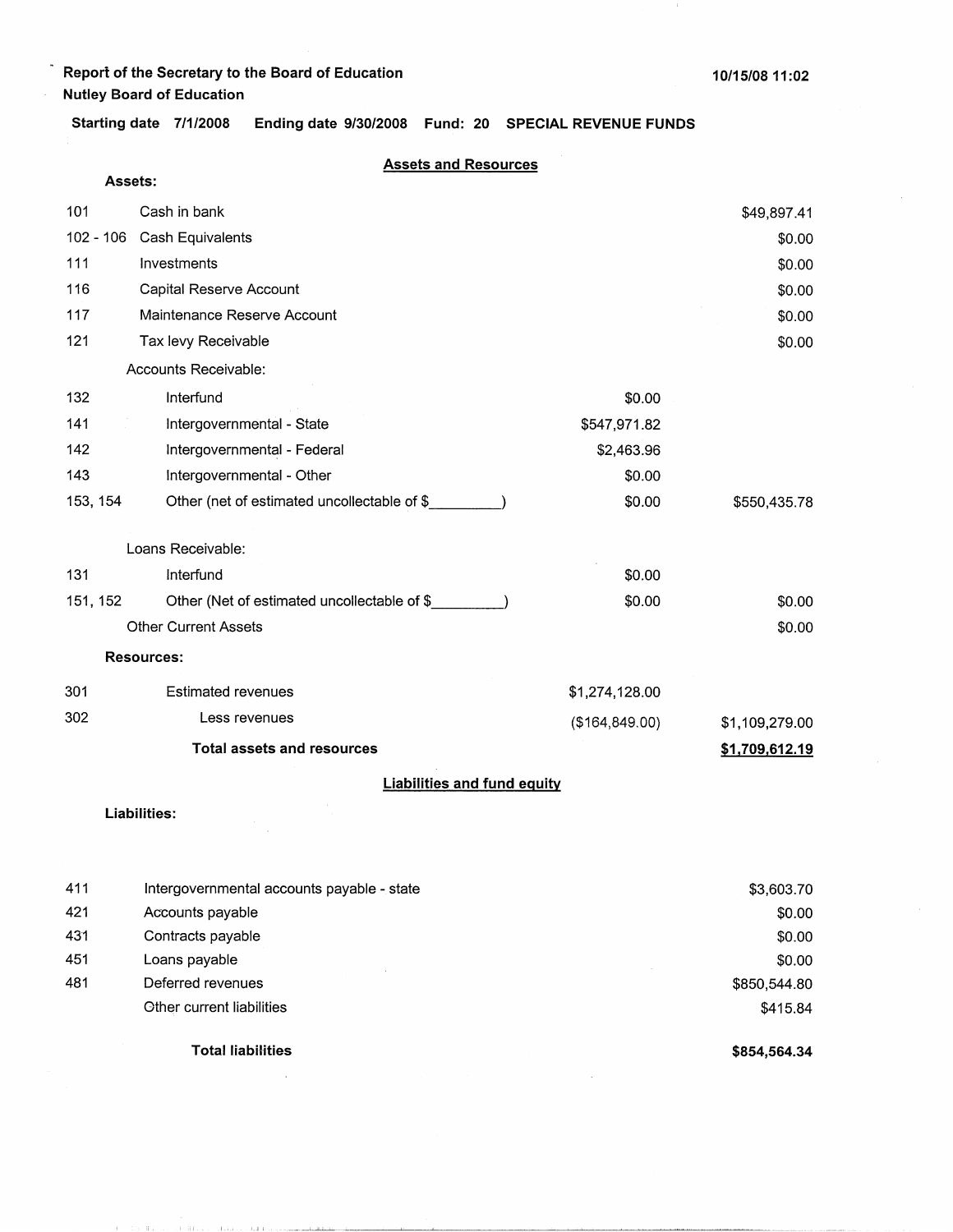Report of the Secretary to the Board of Education
Nutley Board of Education

10/15/08 11:02

**Starting date** 7/1/2008 **Ending date** 9/30/2008 **Fund: 20 SPECIAL REVENUE FUNDS**

## Assets and Resources

**Assets:**

| Code | Description | | Amount |
|---|---|---|---|
| 101 | Cash in bank | | $49,897.41 |
| 102 - 106 | Cash Equivalents | | $0.00 |
| 111 | Investments | | $0.00 |
| 116 | Capital Reserve Account | | $0.00 |
| 117 | Maintenance Reserve Account | | $0.00 |
| 121 | Tax levy Receivable | | $0.00 |
| | Accounts Receivable: | | |
| 132 | Interfund | $0.00 | |
| 141 | Intergovernmental - State | $547,971.82 | |
| 142 | Intergovernmental - Federal | $2,463.96 | |
| 143 | Intergovernmental - Other | $0.00 | |
| 153, 154 | Other (net of estimated uncollectable of $\_\_\_\_\_\_\_\_\_) | $0.00 | $550,435.78 |
| | Loans Receivable: | | |
| 131 | Interfund | $0.00 | |
| 151, 152 | Other (Net of estimated uncollectable of $\_\_\_\_\_\_\_\_\_) | $0.00 | $0.00 |
| | Other Current Assets | | $0.00 |
| | **Resources:** | | |
| 301 | Estimated revenues | $1,274,128.00 | |
| 302 | Less revenues | ($164,849.00) | $1,109,279.00 |
| | **Total assets and resources** | | **$1,709,612.19** |

## Liabilities and fund equity

**Liabilities:**

| Code | Description | Amount |
|---|---|---|
| 411 | Intergovernmental accounts payable - state | $3,603.70 |
| 421 | Accounts payable | $0.00 |
| 431 | Contracts payable | $0.00 |
| 451 | Loans payable | $0.00 |
| 481 | Deferred revenues | $850,544.80 |
| | Other current liabilities | $415.84 |
| | **Total liabilities** | **$854,564.34** |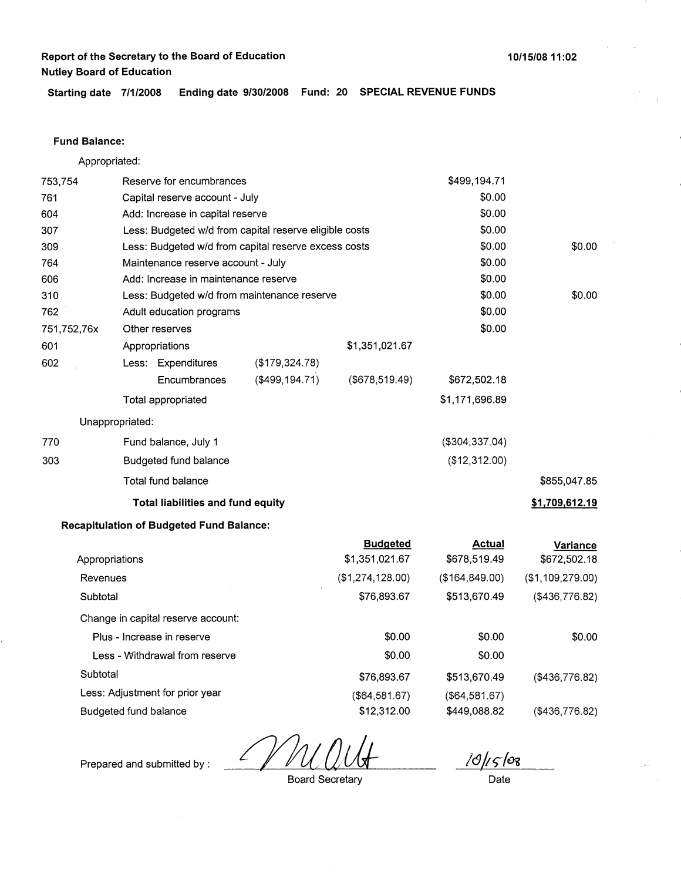**Report of the Secretary to the Board of Education**
**Nutley Board of Education**

10/15/08 11:02

**Starting date 7/1/2008 Ending date 9/30/2008 Fund: 20 SPECIAL REVENUE FUNDS**

**Fund Balance:**

Appropriated:

| | | | | | |
|---|---|---|---|---|---|
| 753,754 | Reserve for encumbrances | | | $499,194.71 | |
| 761 | Capital reserve account - July | | | $0.00 | |
| 604 | Add: Increase in capital reserve | | | $0.00 | |
| 307 | Less: Budgeted w/d from capital reserve eligible costs | | | $0.00 | |
| 309 | Less: Budgeted w/d from capital reserve excess costs | | | $0.00 | $0.00 |
| 764 | Maintenance reserve account - July | | | $0.00 | |
| 606 | Add: Increase in maintenance reserve | | | $0.00 | |
| 310 | Less: Budgeted w/d from maintenance reserve | | | $0.00 | $0.00 |
| 762 | Adult education programs | | | $0.00 | |
| 751,752,76x | Other reserves | | | $0.00 | |
| 601 | Appropriations | | $1,351,021.67 | | |
| 602 | Less: Expenditures | ($179,324.78) | | | |
| | Encumbrances | ($499,194.71) | ($678,519.49) | $672,502.18 | |
| | Total appropriated | | | $1,171,696.89 | |

Unappropriated:

| | | | |
|---|---|---|---|
| 770 | Fund balance, July 1 | ($304,337.04) | |
| 303 | Budgeted fund balance | ($12,312.00) | |
| | Total fund balance | | $855,047.85 |
| | **Total liabilities and fund equity** | | **$1,709,612.19** |

**Recapitulation of Budgeted Fund Balance:**

| | Budgeted | Actual | Variance |
|---|---|---|---|
| Appropriations | $1,351,021.67 | $678,519.49 | $672,502.18 |
| Revenues | ($1,274,128.00) | ($164,849.00) | ($1,109,279.00) |
| Subtotal | $76,893.67 | $513,670.49 | ($436,776.82) |
| Change in capital reserve account: | | | |
| Plus - Increase in reserve | $0.00 | $0.00 | $0.00 |
| Less - Withdrawal from reserve | $0.00 | $0.00 | |
| Subtotal | $76,893.67 | $513,670.49 | ($436,776.82) |
| Less: Adjustment for prior year | ($64,581.67) | ($64,581.67) | |
| Budgeted fund balance | $12,312.00 | $449,088.82 | ($436,776.82) |

Prepared and submitted by : [signature]
Board Secretary

10/15/08
Date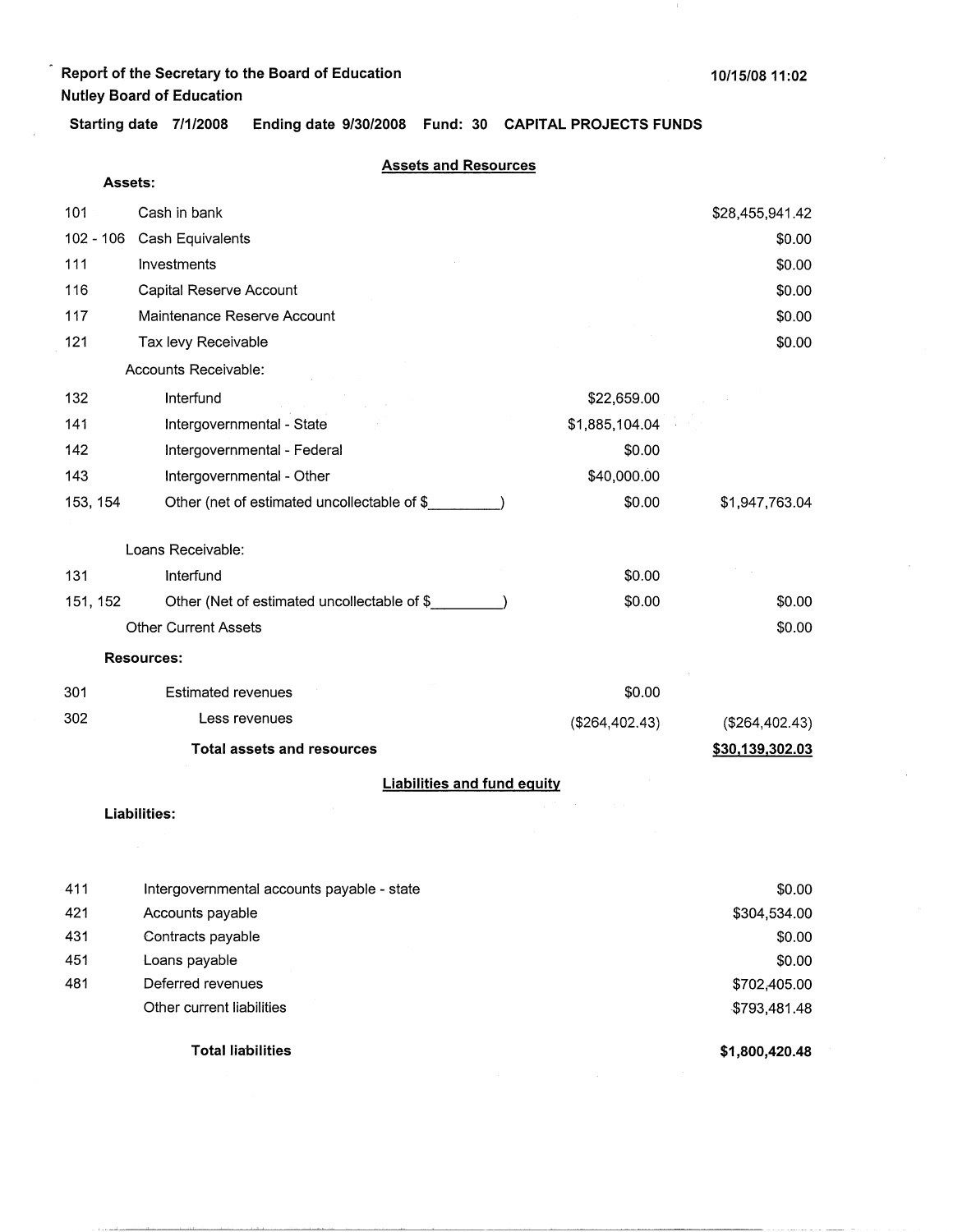**Report of the Secretary to the Board of Education**
**Nutley Board of Education**

10/15/08 11:02

**Starting date 7/1/2008 Ending date 9/30/2008 Fund: 30 CAPITAL PROJECTS FUNDS**

## Assets and Resources

**Assets:**

| Code | Description | | Amount |
|---|---|---|---|
| 101 | Cash in bank | | $28,455,941.42 |
| 102 - 106 | Cash Equivalents | | $0.00 |
| 111 | Investments | | $0.00 |
| 116 | Capital Reserve Account | | $0.00 |
| 117 | Maintenance Reserve Account | | $0.00 |
| 121 | Tax levy Receivable | | $0.00 |
| | Accounts Receivable: | | |
| 132 | Interfund | $22,659.00 | |
| 141 | Intergovernmental - State | $1,885,104.04 | |
| 142 | Intergovernmental - Federal | $0.00 | |
| 143 | Intergovernmental - Other | $40,000.00 | |
| 153, 154 | Other (net of estimated uncollectable of $\_\_\_\_\_\_\_\_\_) | $0.00 | $1,947,763.04 |
| | Loans Receivable: | | |
| 131 | Interfund | $0.00 | |
| 151, 152 | Other (Net of estimated uncollectable of $\_\_\_\_\_\_\_\_\_) | $0.00 | $0.00 |
| | Other Current Assets | | $0.00 |
| | **Resources:** | | |
| 301 | Estimated revenues | $0.00 | |
| 302 | Less revenues | ($264,402.43) | ($264,402.43) |
| | **Total assets and resources** | | **$30,139,302.03** |

## Liabilities and fund equity

**Liabilities:**

| Code | Description | Amount |
|---|---|---|
| 411 | Intergovernmental accounts payable - state | $0.00 |
| 421 | Accounts payable | $304,534.00 |
| 431 | Contracts payable | $0.00 |
| 451 | Loans payable | $0.00 |
| 481 | Deferred revenues | $702,405.00 |
| | Other current liabilities | $793,481.48 |
| | **Total liabilities** | **$1,800,420.48** |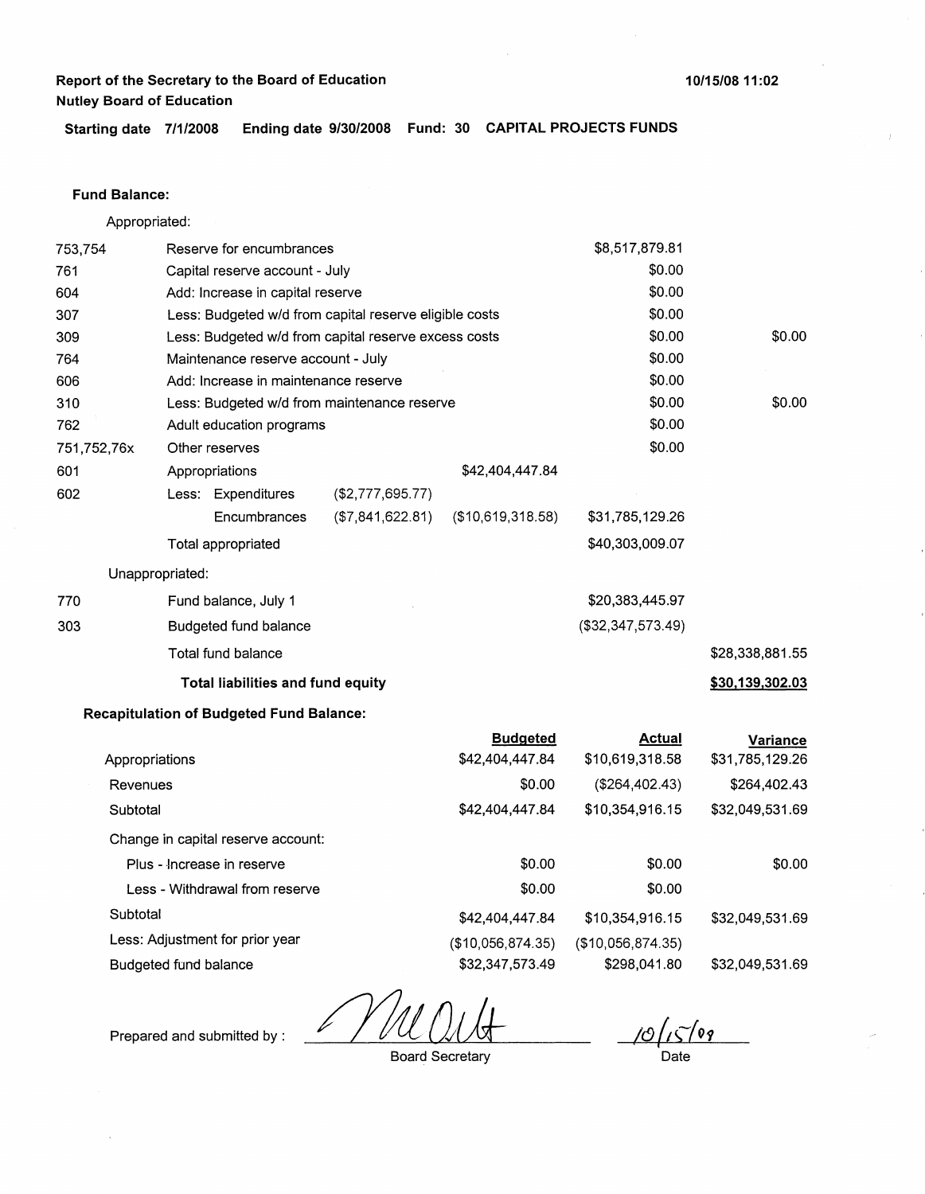**Report of the Secretary to the Board of Education**
**Nutley Board of Education**

10/15/08 11:02

**Starting date 7/1/2008 Ending date 9/30/2008 Fund: 30 CAPITAL PROJECTS FUNDS**

**Fund Balance:**

Appropriated:

| | | | | | |
|---|---|---|---|---|---|
| 753,754 | Reserve for encumbrances | | | $8,517,879.81 | |
| 761 | Capital reserve account - July | | | $0.00 | |
| 604 | Add: Increase in capital reserve | | | $0.00 | |
| 307 | Less: Budgeted w/d from capital reserve eligible costs | | | $0.00 | |
| 309 | Less: Budgeted w/d from capital reserve excess costs | | | $0.00 | $0.00 |
| 764 | Maintenance reserve account - July | | | $0.00 | |
| 606 | Add: Increase in maintenance reserve | | | $0.00 | |
| 310 | Less: Budgeted w/d from maintenance reserve | | | $0.00 | $0.00 |
| 762 | Adult education programs | | | $0.00 | |
| 751,752,76x | Other reserves | | | $0.00 | |
| 601 | Appropriations | | $42,404,447.84 | | |
| 602 | Less: Expenditures | ($2,777,695.77) | | | |
| | Encumbrances | ($7,841,622.81) | ($10,619,318.58) | $31,785,129.26 | |
| | Total appropriated | | | $40,303,009.07 | |

Unappropriated:

| | | | |
|---|---|---|---|
| 770 | Fund balance, July 1 | $20,383,445.97 | |
| 303 | Budgeted fund balance | ($32,347,573.49) | |
| | Total fund balance | | $28,338,881.55 |
| | **Total liabilities and fund equity** | | **$30,139,302.03** |

**Recapitulation of Budgeted Fund Balance:**

| | Budgeted | Actual | Variance |
|---|---|---|---|
| Appropriations | $42,404,447.84 | $10,619,318.58 | $31,785,129.26 |
| Revenues | $0.00 | ($264,402.43) | $264,402.43 |
| Subtotal | $42,404,447.84 | $10,354,916.15 | $32,049,531.69 |
| Change in capital reserve account: | | | |
| Plus - Increase in reserve | $0.00 | $0.00 | $0.00 |
| Less - Withdrawal from reserve | $0.00 | $0.00 | |
| Subtotal | $42,404,447.84 | $10,354,916.15 | $32,049,531.69 |
| Less: Adjustment for prior year | ($10,056,874.35) | ($10,056,874.35) | |
| Budgeted fund balance | $32,347,573.49 | $298,041.80 | $32,049,531.69 |

Prepared and submitted by : *[signature]* Board Secretary

10/15/08 Date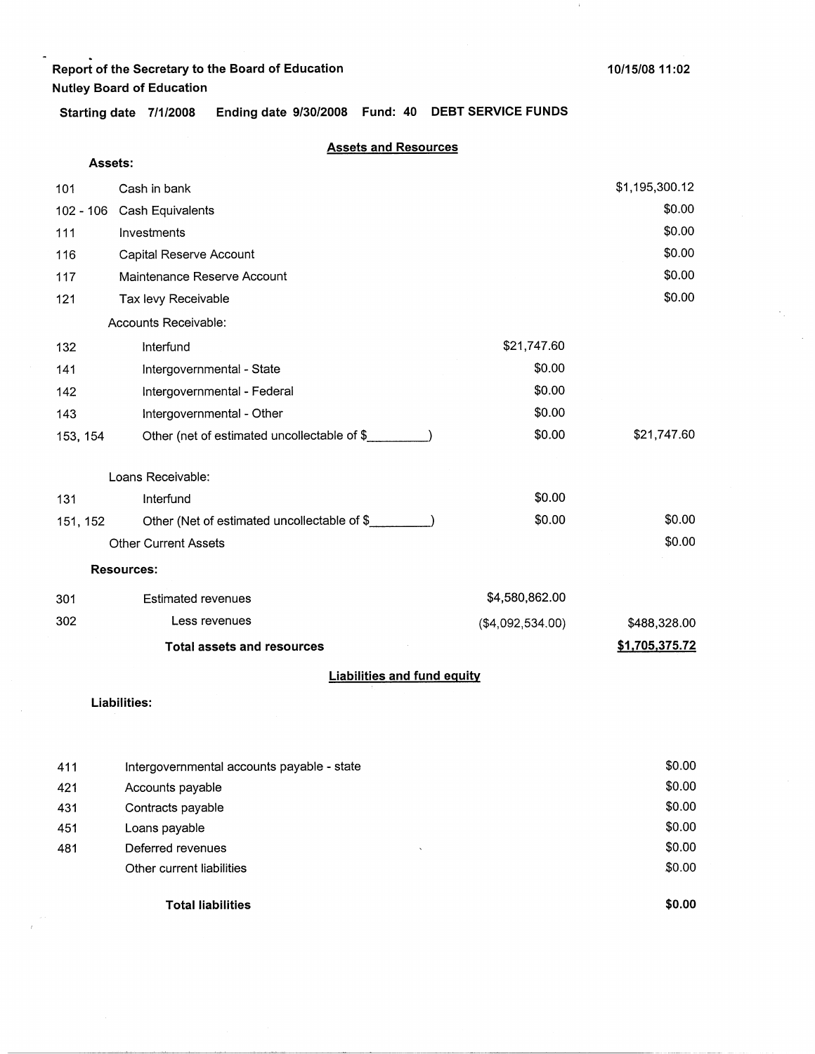**Report of the Secretary to the Board of Education**
**Nutley Board of Education**

10/15/08 11:02

**Starting date 7/1/2008 Ending date 9/30/2008 Fund: 40 DEBT SERVICE FUNDS**

## Assets and Resources

**Assets:**

| | | | |
|---|---|---|---|
| 101 | Cash in bank | | $1,195,300.12 |
| 102 - 106 | Cash Equivalents | | $0.00 |
| 111 | Investments | | $0.00 |
| 116 | Capital Reserve Account | | $0.00 |
| 117 | Maintenance Reserve Account | | $0.00 |
| 121 | Tax levy Receivable | | $0.00 |
| | Accounts Receivable: | | |
| 132 | Interfund | $21,747.60 | |
| 141 | Intergovernmental - State | $0.00 | |
| 142 | Intergovernmental - Federal | $0.00 | |
| 143 | Intergovernmental - Other | $0.00 | |
| 153, 154 | Other (net of estimated uncollectable of $_________) | $0.00 | $21,747.60 |
| | Loans Receivable: | | |
| 131 | Interfund | $0.00 | |
| 151, 152 | Other (Net of estimated uncollectable of $_________) | $0.00 | $0.00 |
| | Other Current Assets | | $0.00 |
| | **Resources:** | | |
| 301 | Estimated revenues | $4,580,862.00 | |
| 302 | Less revenues | ($4,092,534.00) | $488,328.00 |
| | **Total assets and resources** | | **$1,705,375.72** |

## Liabilities and fund equity

**Liabilities:**

| | | |
|---|---|---|
| 411 | Intergovernmental accounts payable - state | $0.00 |
| 421 | Accounts payable | $0.00 |
| 431 | Contracts payable | $0.00 |
| 451 | Loans payable | $0.00 |
| 481 | Deferred revenues | $0.00 |
| | Other current liabilities | $0.00 |
| | **Total liabilities** | **$0.00** |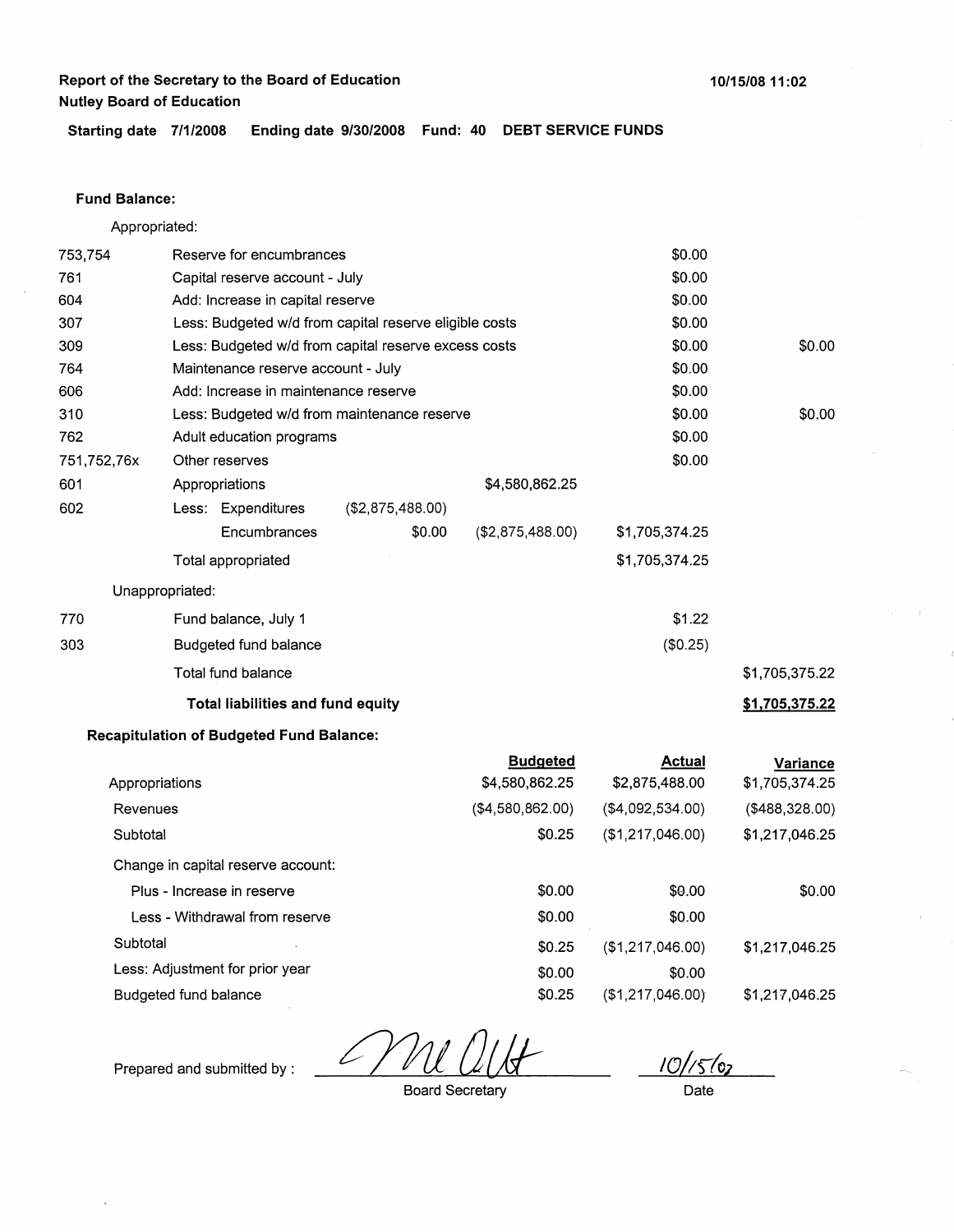**Report of the Secretary to the Board of Education**
**Nutley Board of Education**

10/15/08 11:02

**Starting date 7/1/2008 Ending date 9/30/2008 Fund: 40 DEBT SERVICE FUNDS**

**Fund Balance:**

Appropriated:

| | | | | | |
|---|---|---|---|---|---|
| 753,754 | Reserve for encumbrances | | | $0.00 | |
| 761 | Capital reserve account - July | | | $0.00 | |
| 604 | Add: Increase in capital reserve | | | $0.00 | |
| 307 | Less: Budgeted w/d from capital reserve eligible costs | | | $0.00 | |
| 309 | Less: Budgeted w/d from capital reserve excess costs | | | $0.00 | $0.00 |
| 764 | Maintenance reserve account - July | | | $0.00 | |
| 606 | Add: Increase in maintenance reserve | | | $0.00 | |
| 310 | Less: Budgeted w/d from maintenance reserve | | | $0.00 | $0.00 |
| 762 | Adult education programs | | | $0.00 | |
| 751,752,76x | Other reserves | | | $0.00 | |
| 601 | Appropriations | | $4,580,862.25 | | |
| 602 | Less: Expenditures | ($2,875,488.00) | | | |
| | Encumbrances | $0.00 | ($2,875,488.00) | $1,705,374.25 | |
| | Total appropriated | | | $1,705,374.25 | |

Unappropriated:

| | | | |
|---|---|---|---|
| 770 | Fund balance, July 1 | $1.22 | |
| 303 | Budgeted fund balance | ($0.25) | |
| | Total fund balance | | $1,705,375.22 |
| | **Total liabilities and fund equity** | | **$1,705,375.22** |

**Recapitulation of Budgeted Fund Balance:**

| | Budgeted | Actual | Variance |
|---|---|---|---|
| Appropriations | $4,580,862.25 | $2,875,488.00 | $1,705,374.25 |
| Revenues | ($4,580,862.00) | ($4,092,534.00) | ($488,328.00) |
| Subtotal | $0.25 | ($1,217,046.00) | $1,217,046.25 |
| Change in capital reserve account: | | | |
| Plus - Increase in reserve | $0.00 | $0.00 | $0.00 |
| Less - Withdrawal from reserve | $0.00 | $0.00 | |
| Subtotal | $0.25 | ($1,217,046.00) | $1,217,046.25 |
| Less: Adjustment for prior year | $0.00 | $0.00 | |
| Budgeted fund balance | $0.25 | ($1,217,046.00) | $1,217,046.25 |

Prepared and submitted by : _[signature]_ Board Secretary

10/15/07 Date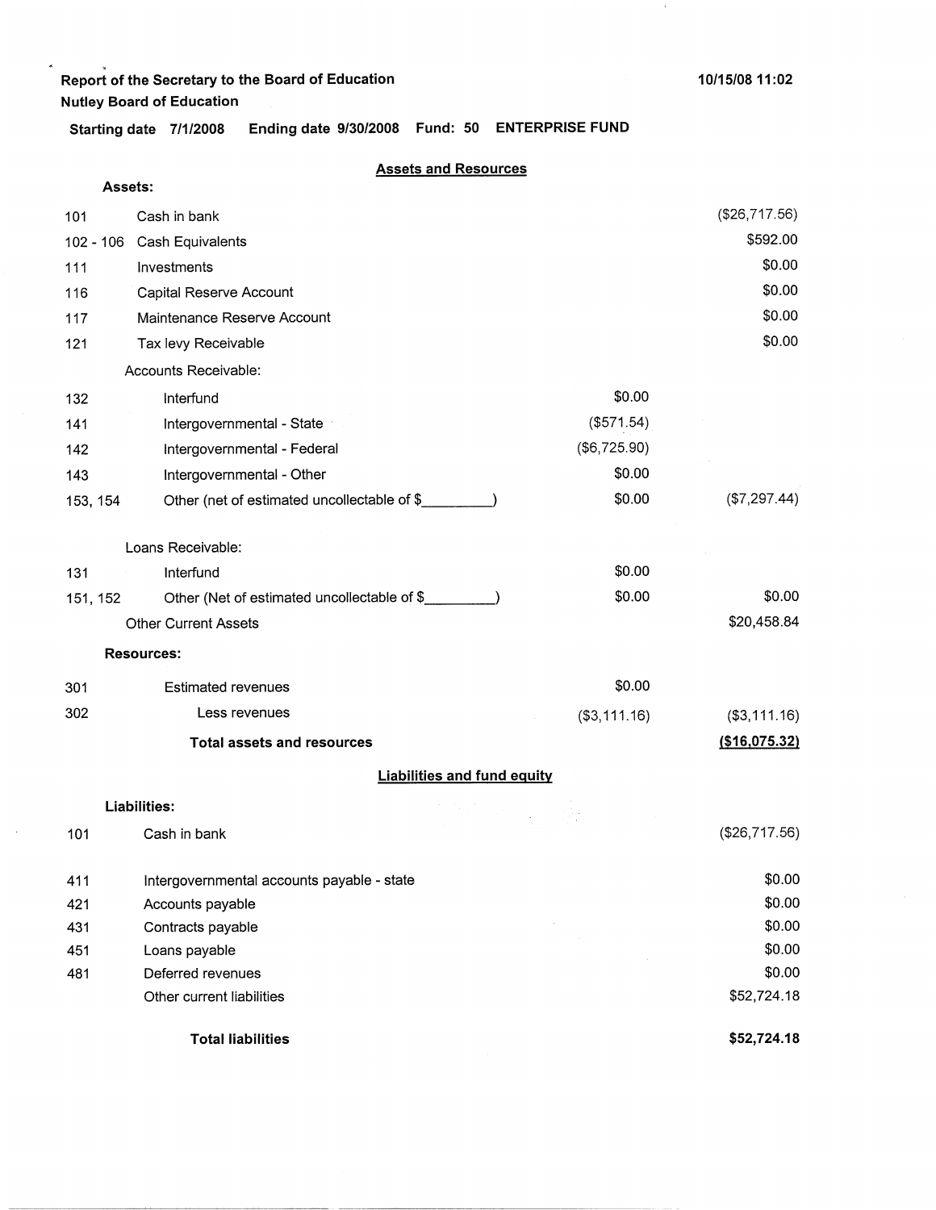**Report of the Secretary to the Board of Education**
**Nutley Board of Education**

10/15/08 11:02

**Starting date 7/1/2008 Ending date 9/30/2008 Fund: 50 ENTERPRISE FUND**

## Assets and Resources

**Assets:**

| Code | Description | | Amount |
|---|---|---|---|
| 101 | Cash in bank | | ($26,717.56) |
| 102 - 106 | Cash Equivalents | | $592.00 |
| 111 | Investments | | $0.00 |
| 116 | Capital Reserve Account | | $0.00 |
| 117 | Maintenance Reserve Account | | $0.00 |
| 121 | Tax levy Receivable | | $0.00 |
| | Accounts Receivable: | | |
| 132 | Interfund | $0.00 | |
| 141 | Intergovernmental - State | ($571.54) | |
| 142 | Intergovernmental - Federal | ($6,725.90) | |
| 143 | Intergovernmental - Other | $0.00 | |
| 153, 154 | Other (net of estimated uncollectable of $\_\_\_\_\_\_\_\_\_) | $0.00 | ($7,297.44) |
| | Loans Receivable: | | |
| 131 | Interfund | $0.00 | |
| 151, 152 | Other (Net of estimated uncollectable of $\_\_\_\_\_\_\_\_\_) | $0.00 | $0.00 |
| | Other Current Assets | | $20,458.84 |
| | **Resources:** | | |
| 301 | Estimated revenues | $0.00 | |
| 302 | Less revenues | ($3,111.16) | ($3,111.16) |
| | **Total assets and resources** | | **($16,075.32)** |

## Liabilities and fund equity

**Liabilities:**

| Code | Description | Amount |
|---|---|---|
| 101 | Cash in bank | ($26,717.56) |
| 411 | Intergovernmental accounts payable - state | $0.00 |
| 421 | Accounts payable | $0.00 |
| 431 | Contracts payable | $0.00 |
| 451 | Loans payable | $0.00 |
| 481 | Deferred revenues | $0.00 |
| | Other current liabilities | $52,724.18 |
| | **Total liabilities** | **$52,724.18** |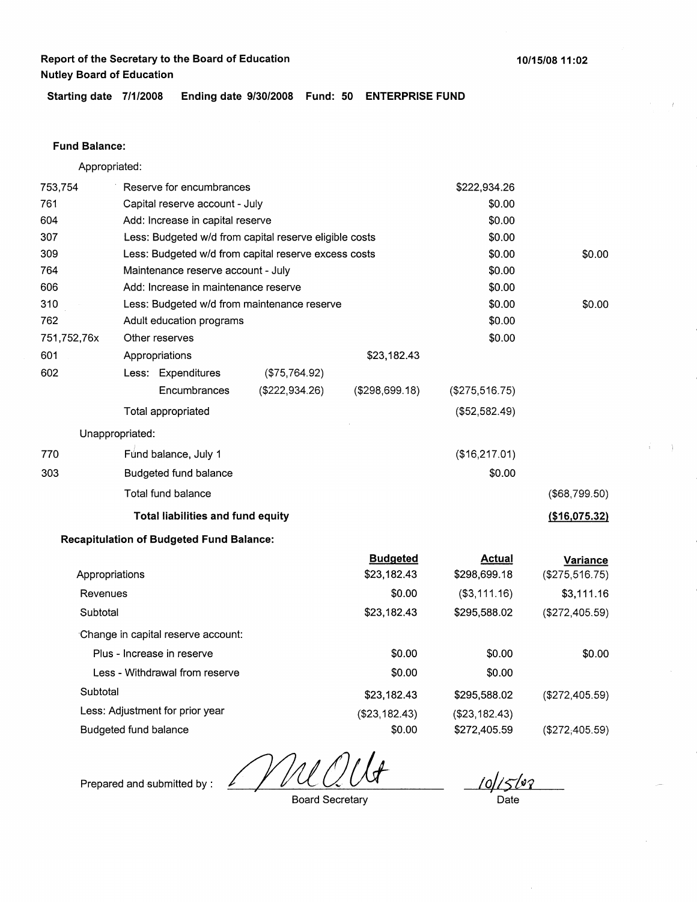**Report of the Secretary to the Board of Education**
**Nutley Board of Education**

10/15/08 11:02

**Starting date 7/1/2008 Ending date 9/30/2008 Fund: 50 ENTERPRISE FUND**

**Fund Balance:**

Appropriated:

| Code | Description | | | | |
|---|---|---|---|---|---|
| 753,754 | Reserve for encumbrances | | | $222,934.26 | |
| 761 | Capital reserve account - July | | | $0.00 | |
| 604 | Add: Increase in capital reserve | | | $0.00 | |
| 307 | Less: Budgeted w/d from capital reserve eligible costs | | | $0.00 | |
| 309 | Less: Budgeted w/d from capital reserve excess costs | | | $0.00 | $0.00 |
| 764 | Maintenance reserve account - July | | | $0.00 | |
| 606 | Add: Increase in maintenance reserve | | | $0.00 | |
| 310 | Less: Budgeted w/d from maintenance reserve | | | $0.00 | $0.00 |
| 762 | Adult education programs | | | $0.00 | |
| 751,752,76x | Other reserves | | | $0.00 | |
| 601 | Appropriations | | $23,182.43 | | |
| 602 | Less: Expenditures | ($75,764.92) | | | |
| | Encumbrances | ($222,934.26) | ($298,699.18) | ($275,516.75) | |
| | Total appropriated | | | ($52,582.49) | |
| | Unappropriated: | | | | |
| 770 | Fund balance, July 1 | | | ($16,217.01) | |
| 303 | Budgeted fund balance | | | $0.00 | |
| | Total fund balance | | | | ($68,799.50) |
| | **Total liabilities and fund equity** | | | | **($16,075.32)** |

**Recapitulation of Budgeted Fund Balance:**

| | Budgeted | Actual | Variance |
|---|---|---|---|
| Appropriations | $23,182.43 | $298,699.18 | ($275,516.75) |
| Revenues | $0.00 | ($3,111.16) | $3,111.16 |
| Subtotal | $23,182.43 | $295,588.02 | ($272,405.59) |
| Change in capital reserve account: | | | |
| Plus - Increase in reserve | $0.00 | $0.00 | $0.00 |
| Less - Withdrawal from reserve | $0.00 | $0.00 | |
| Subtotal | $23,182.43 | $295,588.02 | ($272,405.59) |
| Less: Adjustment for prior year | ($23,182.43) | ($23,182.43) | |
| Budgeted fund balance | $0.00 | $272,405.59 | ($272,405.59) |

Prepared and submitted by : _________________ Board Secretary

10/15/08 Date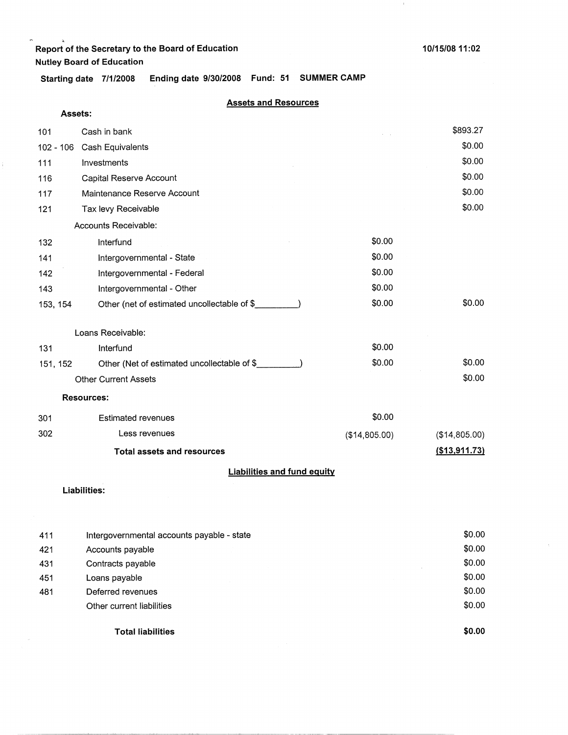Report of the Secretary to the Board of Education

Nutley Board of Education

10/15/08 11:02

**Starting date 7/1/2008 Ending date 9/30/2008 Fund: 51 SUMMER CAMP**

## Assets and Resources

**Assets:**

| Code | Description | | Amount |
|---|---|---|---|
| 101 | Cash in bank | | $893.27 |
| 102 - 106 | Cash Equivalents | | $0.00 |
| 111 | Investments | | $0.00 |
| 116 | Capital Reserve Account | | $0.00 |
| 117 | Maintenance Reserve Account | | $0.00 |
| 121 | Tax levy Receivable | | $0.00 |
| | Accounts Receivable: | | |
| 132 | Interfund | $0.00 | |
| 141 | Intergovernmental - State | $0.00 | |
| 142 | Intergovernmental - Federal | $0.00 | |
| 143 | Intergovernmental - Other | $0.00 | |
| 153, 154 | Other (net of estimated uncollectable of $_________) | $0.00 | $0.00 |
| | Loans Receivable: | | |
| 131 | Interfund | $0.00 | |
| 151, 152 | Other (Net of estimated uncollectable of $_________) | $0.00 | $0.00 |
| | Other Current Assets | | $0.00 |

**Resources:**

| Code | Description | | Amount |
|---|---|---|---|
| 301 | Estimated revenues | $0.00 | |
| 302 | Less revenues | ($14,805.00) | ($14,805.00) |
| | **Total assets and resources** | | **($13,911.73)** |

## Liabilities and fund equity

**Liabilities:**

| Code | Description | Amount |
|---|---|---|
| 411 | Intergovernmental accounts payable - state | $0.00 |
| 421 | Accounts payable | $0.00 |
| 431 | Contracts payable | $0.00 |
| 451 | Loans payable | $0.00 |
| 481 | Deferred revenues | $0.00 |
| | Other current liabilities | $0.00 |
| | **Total liabilities** | **$0.00** |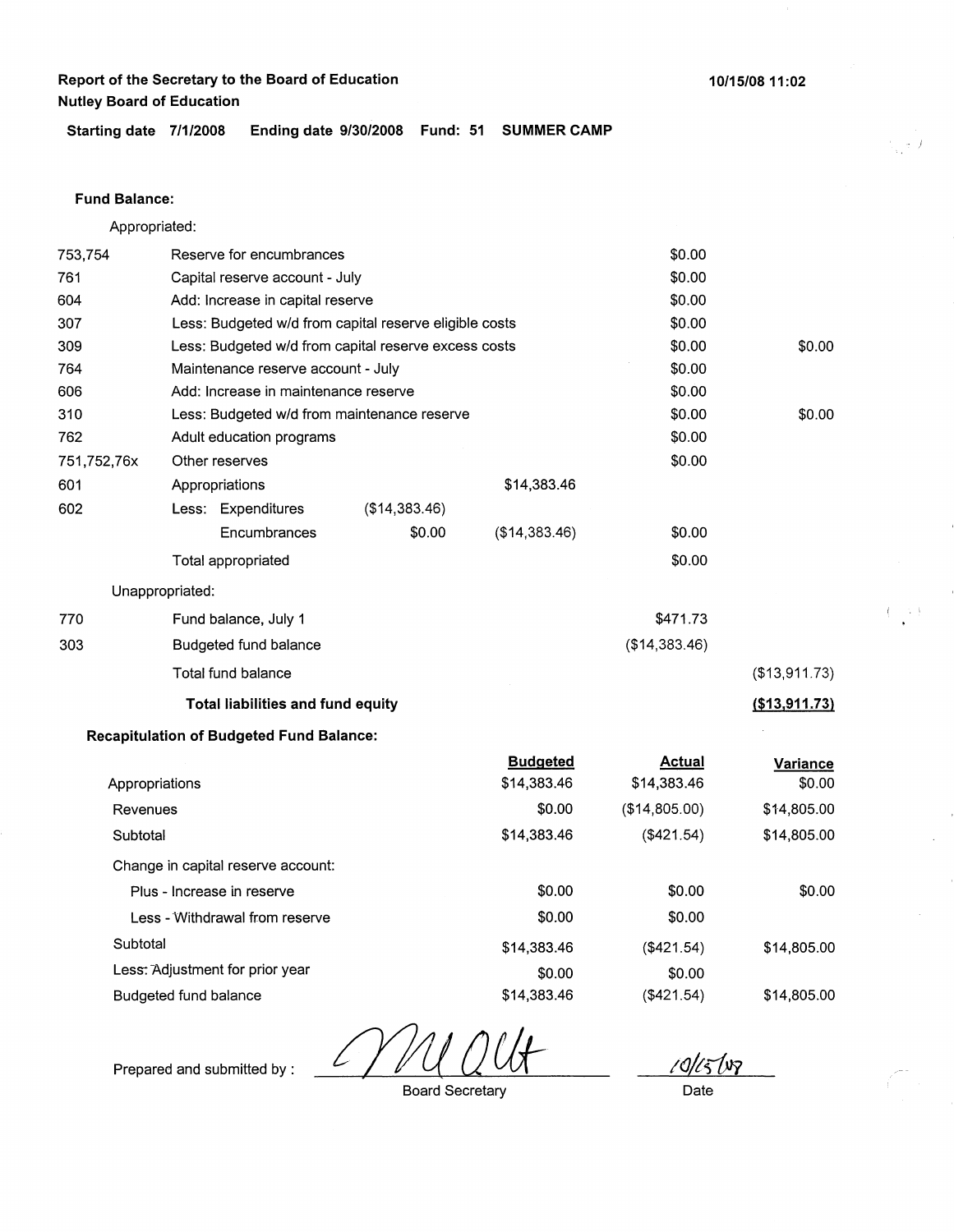**Report of the Secretary to the Board of Education**
**Nutley Board of Education**

10/15/08 11:02

**Starting date 7/1/2008 Ending date 9/30/2008 Fund: 51 SUMMER CAMP**

**Fund Balance:**

Appropriated:

| Code | Description | | | | |
|---|---|---|---|---|---|
| 753,754 | Reserve for encumbrances | | | $0.00 | |
| 761 | Capital reserve account - July | | | $0.00 | |
| 604 | Add: Increase in capital reserve | | | $0.00 | |
| 307 | Less: Budgeted w/d from capital reserve eligible costs | | | $0.00 | |
| 309 | Less: Budgeted w/d from capital reserve excess costs | | | $0.00 | $0.00 |
| 764 | Maintenance reserve account - July | | | $0.00 | |
| 606 | Add: Increase in maintenance reserve | | | $0.00 | |
| 310 | Less: Budgeted w/d from maintenance reserve | | | $0.00 | $0.00 |
| 762 | Adult education programs | | | $0.00 | |
| 751,752,76x | Other reserves | | | $0.00 | |
| 601 | Appropriations | | $14,383.46 | | |
| 602 | Less: Expenditures | ($14,383.46) | | | |
| | Encumbrances | $0.00 | ($14,383.46) | $0.00 | |
| | Total appropriated | | | $0.00 | |

Unappropriated:

| Code | Description | | |
|---|---|---|---|
| 770 | Fund balance, July 1 | $471.73 | |
| 303 | Budgeted fund balance | ($14,383.46) | |
| | Total fund balance | | ($13,911.73) |
| | **Total liabilities and fund equity** | | **($13,911.73)** |

**Recapitulation of Budgeted Fund Balance:**

| | Budgeted | Actual | Variance |
|---|---|---|---|
| Appropriations | $14,383.46 | $14,383.46 | $0.00 |
| Revenues | $0.00 | ($14,805.00) | $14,805.00 |
| Subtotal | $14,383.46 | ($421.54) | $14,805.00 |
| Change in capital reserve account: | | | |
| Plus - Increase in reserve | $0.00 | $0.00 | $0.00 |
| Less - Withdrawal from reserve | $0.00 | $0.00 | |
| Subtotal | $14,383.46 | ($421.54) | $14,805.00 |
| Less: Adjustment for prior year | $0.00 | $0.00 | |
| Budgeted fund balance | $14,383.46 | ($421.54) | $14,805.00 |

Prepared and submitted by : [signature] Board Secretary

10/15/08 Date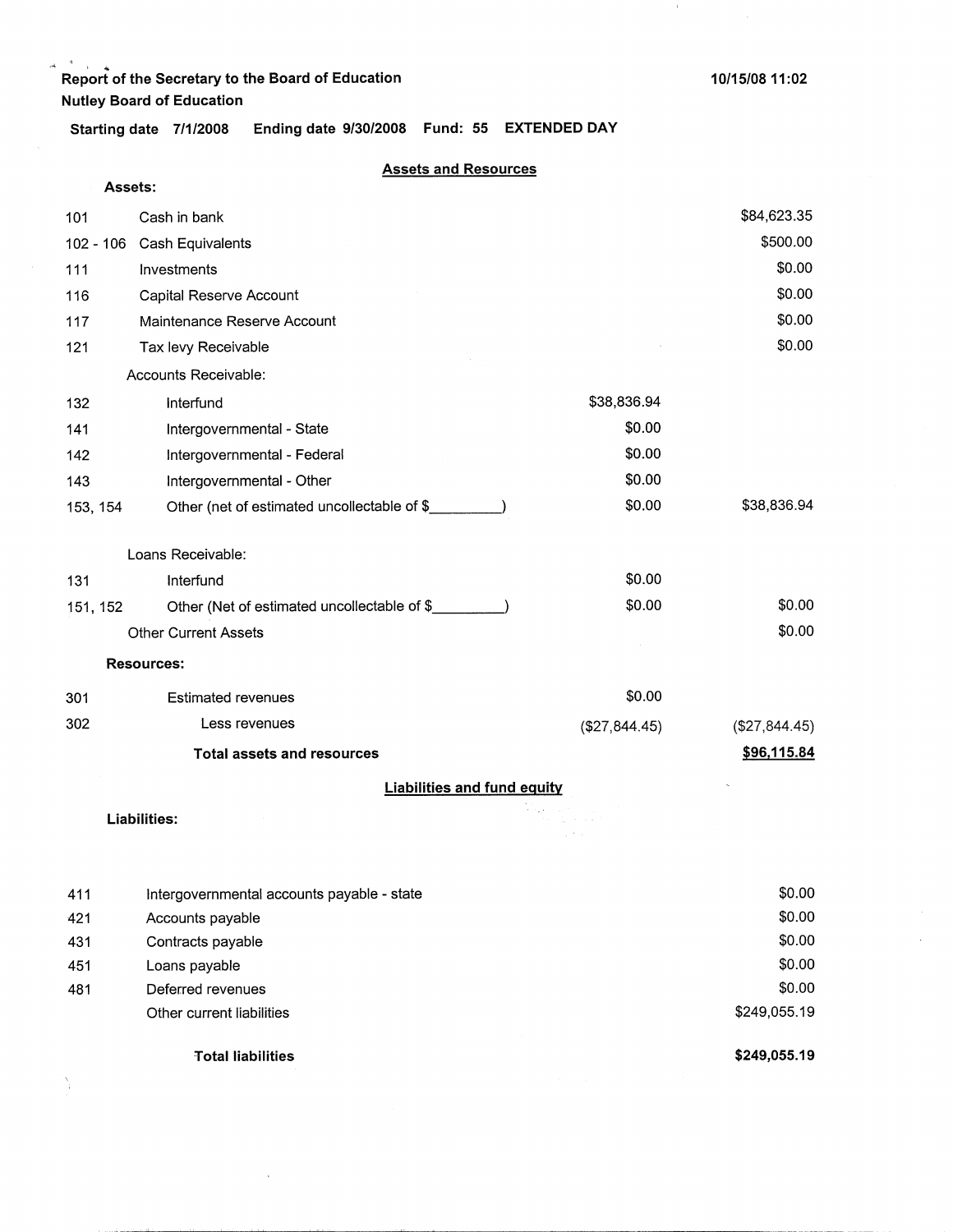Report of the Secretary to the Board of Education

Nutley Board of Education

10/15/08 11:02

Starting date 7/1/2008 Ending date 9/30/2008 Fund: 55 EXTENDED DAY

## Assets and Resources

**Assets:**

| Code | Description | | |
|---|---|---|---|
| 101 | Cash in bank | | $84,623.35 |
| 102 - 106 | Cash Equivalents | | $500.00 |
| 111 | Investments | | $0.00 |
| 116 | Capital Reserve Account | | $0.00 |
| 117 | Maintenance Reserve Account | | $0.00 |
| 121 | Tax levy Receivable | | $0.00 |
| | Accounts Receivable: | | |
| 132 | Interfund | $38,836.94 | |
| 141 | Intergovernmental - State | $0.00 | |
| 142 | Intergovernmental - Federal | $0.00 | |
| 143 | Intergovernmental - Other | $0.00 | |
| 153, 154 | Other (net of estimated uncollectable of $\_\_\_\_\_\_\_\_\_) | $0.00 | $38,836.94 |
| | Loans Receivable: | | |
| 131 | Interfund | $0.00 | |
| 151, 152 | Other (Net of estimated uncollectable of $\_\_\_\_\_\_\_\_\_) | $0.00 | $0.00 |
| | Other Current Assets | | $0.00 |
| | **Resources:** | | |
| 301 | Estimated revenues | $0.00 | |
| 302 | Less revenues | ($27,844.45) | ($27,844.45) |
| | **Total assets and resources** | | **$96,115.84** |

## Liabilities and fund equity

**Liabilities:**

| Code | Description | |
|---|---|---|
| 411 | Intergovernmental accounts payable - state | $0.00 |
| 421 | Accounts payable | $0.00 |
| 431 | Contracts payable | $0.00 |
| 451 | Loans payable | $0.00 |
| 481 | Deferred revenues | $0.00 |
| | Other current liabilities | $249,055.19 |
| | **Total liabilities** | **$249,055.19** |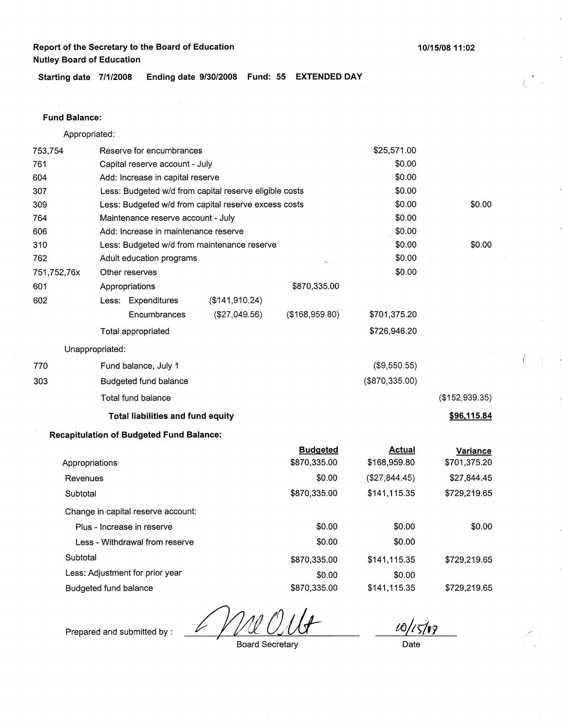**Report of the Secretary to the Board of Education**
**Nutley Board of Education**

10/15/08 11:02

**Starting date** 7/1/2008 **Ending date** 9/30/2008 **Fund: 55 EXTENDED DAY**

**Fund Balance:**

Appropriated:

| | | | | | |
|---|---|---|---|---|---|
| 753,754 | Reserve for encumbrances | | | $25,571.00 | |
| 761 | Capital reserve account - July | | | $0.00 | |
| 604 | Add: Increase in capital reserve | | | $0.00 | |
| 307 | Less: Budgeted w/d from capital reserve eligible costs | | | $0.00 | |
| 309 | Less: Budgeted w/d from capital reserve excess costs | | | $0.00 | $0.00 |
| 764 | Maintenance reserve account - July | | | $0.00 | |
| 606 | Add: Increase in maintenance reserve | | | $0.00 | |
| 310 | Less: Budgeted w/d from maintenance reserve | | | $0.00 | $0.00 |
| 762 | Adult education programs | | | $0.00 | |
| 751,752,76x | Other reserves | | | $0.00 | |
| 601 | Appropriations | | $870,335.00 | | |
| 602 | Less: Expenditures | ($141,910.24) | | | |
| | Encumbrances | ($27,049.56) | ($168,959.80) | $701,375.20 | |
| | Total appropriated | | | $726,946.20 | |
| | Unappropriated: | | | | |
| 770 | Fund balance, July 1 | | | ($9,550.55) | |
| 303 | Budgeted fund balance | | | ($870,335.00) | |
| | Total fund balance | | | | ($152,939.35) |
| | **Total liabilities and fund equity** | | | | **$96,115.84** |

**Recapitulation of Budgeted Fund Balance:**

| | Budgeted | Actual | Variance |
|---|---|---|---|
| Appropriations | $870,335.00 | $168,959.80 | $701,375.20 |
| Revenues | $0.00 | ($27,844.45) | $27,844.45 |
| Subtotal | $870,335.00 | $141,115.35 | $729,219.65 |
| Change in capital reserve account: | | | |
| Plus - Increase in reserve | $0.00 | $0.00 | $0.00 |
| Less - Withdrawal from reserve | $0.00 | $0.00 | |
| Subtotal | $870,335.00 | $141,115.35 | $729,219.65 |
| Less: Adjustment for prior year | $0.00 | $0.00 | |
| Budgeted fund balance | $870,335.00 | $141,115.35 | $729,219.65 |

Prepared and submitted by : ____________________ Board Secretary

10/15/08 Date